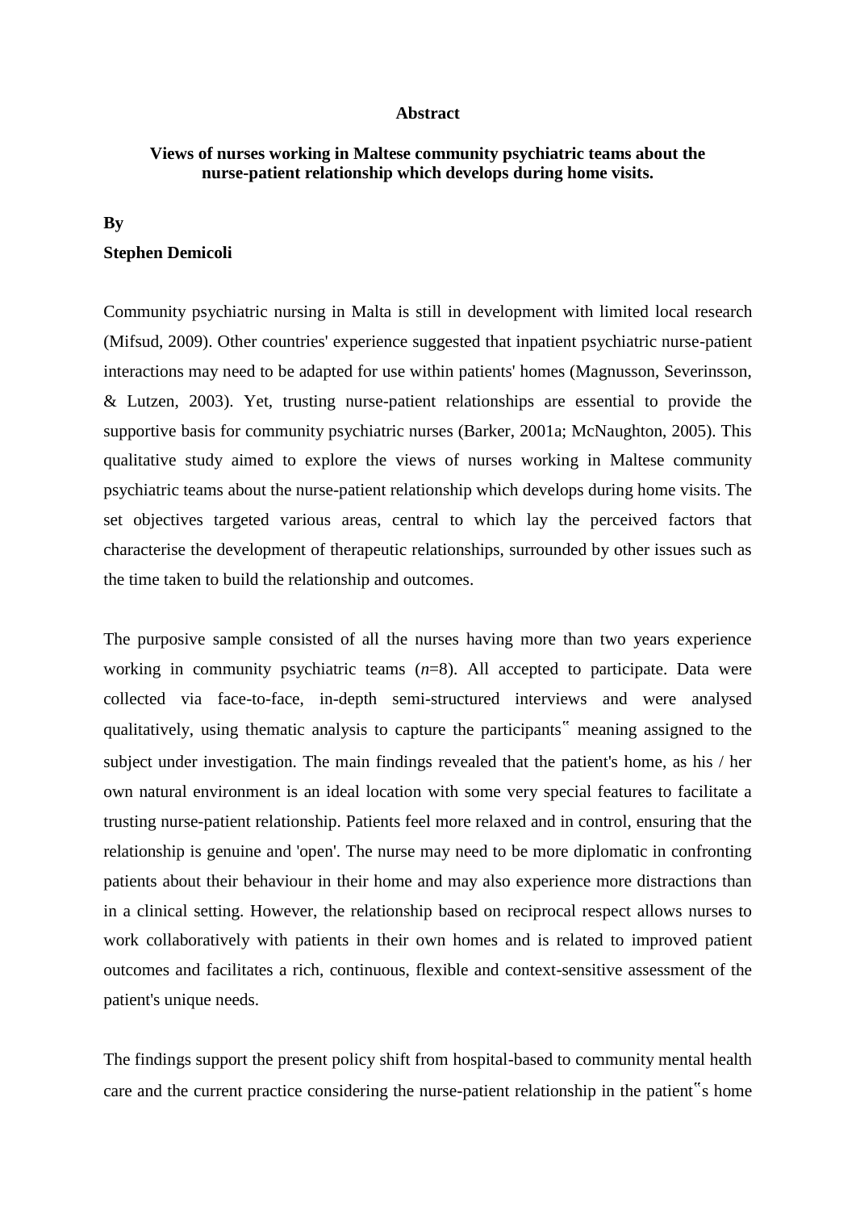**Abstract**

**Views of nurses working in Maltese community psychiatric teams about the nurse-patient relationship which develops during home visits.**

**By**

**Stephen Demicoli**

Community psychiatric nursing in Malta is still in development with limited local research (Mifsud, 2009). Other countries' experience suggested that inpatient psychiatric nurse-patient interactions may need to be adapted for use within patients' homes (Magnusson, Severinsson, & Lutzen, 2003). Yet, trusting nurse-patient relationships are essential to provide the supportive basis for community psychiatric nurses (Barker, 2001a; McNaughton, 2005). This qualitative study aimed to explore the views of nurses working in Maltese community psychiatric teams about the nurse-patient relationship which develops during home visits. The set objectives targeted various areas, central to which lay the perceived factors that characterise the development of therapeutic relationships, surrounded by other issues such as the time taken to build the relationship and outcomes.

The purposive sample consisted of all the nurses having more than two years experience working in community psychiatric teams (*n*=8). All accepted to participate. Data were collected via face-to-face, in-depth semi-structured interviews and were analysed qualitatively, using thematic analysis to capture the participants‟ meaning assigned to the subject under investigation. The main findings revealed that the patient's home, as his / her own natural environment is an ideal location with some very special features to facilitate a trusting nurse-patient relationship. Patients feel more relaxed and in control, ensuring that the relationship is genuine and 'open'. The nurse may need to be more diplomatic in confronting patients about their behaviour in their home and may also experience more distractions than in a clinical setting. However, the relationship based on reciprocal respect allows nurses to work collaboratively with patients in their own homes and is related to improved patient outcomes and facilitates a rich, continuous, flexible and context-sensitive assessment of the patient's unique needs.

The findings support the present policy shift from hospital-based to community mental health care and the current practice considering the nurse-patient relationship in the patient‟s home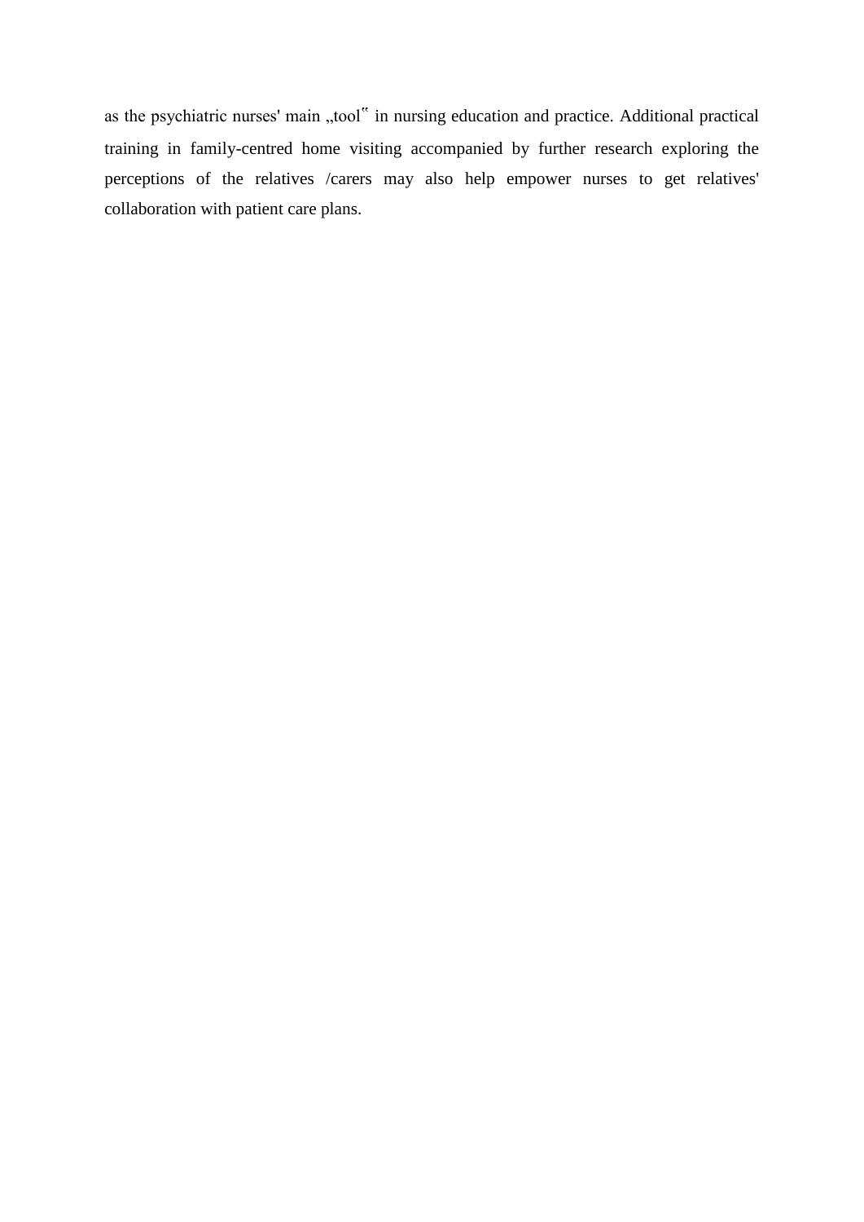as the psychiatric nurses' main „tool" in nursing education and practice. Additional practical training in family-centred home visiting accompanied by further research exploring the perceptions of the relatives /carers may also help empower nurses to get relatives' collaboration with patient care plans.